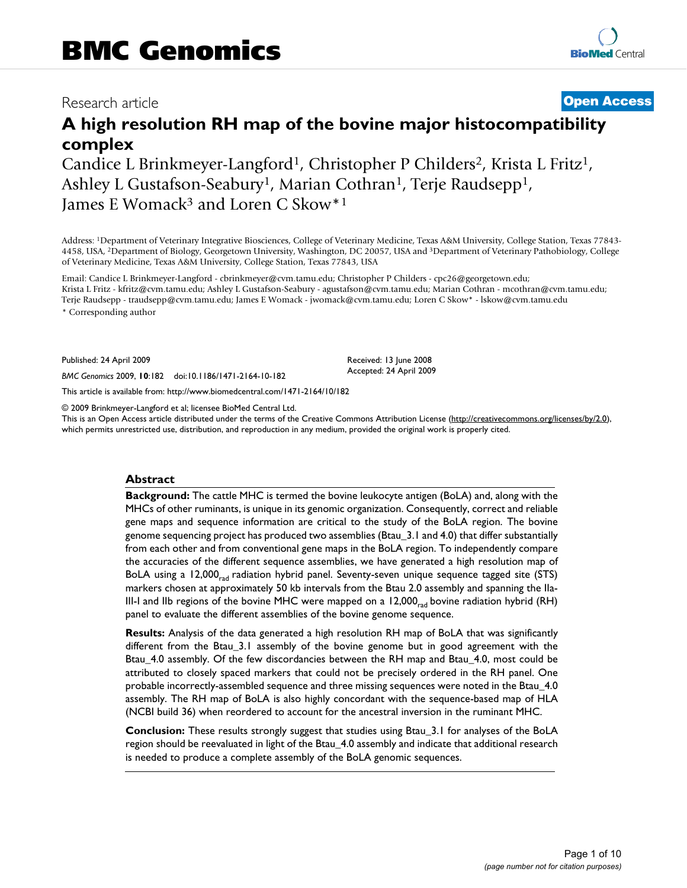BMC Genomics

Research article

**Open Access**

# A high resolution RH map of the bovine major histocompatibility complex

Candice L Brinkmeyer-Langford[1], Christopher P Childers[2], Krista L Fritz[1], Ashley L Gustafson-Seabury[1], Marian Cothran[1], Terje Raudsepp[1], James E Womack[3] and Loren C Skow*[1]

Address: [1]Department of Veterinary Integrative Biosciences, College of Veterinary Medicine, Texas A&M University, College Station, Texas 77843-4458, USA, [2]Department of Biology, Georgetown University, Washington, DC 20057, USA and [3]Department of Veterinary Pathobiology, College of Veterinary Medicine, Texas A&M University, College Station, Texas 77843, USA

Email: Candice L Brinkmeyer-Langford - cbrinkmeyer@cvm.tamu.edu; Christopher P Childers - cpc26@georgetown.edu; Krista L Fritz - kfritz@cvm.tamu.edu; Ashley L Gustafson-Seabury - agustafson@cvm.tamu.edu; Marian Cothran - mcothran@cvm.tamu.edu; Terje Raudsepp - traudsepp@cvm.tamu.edu; James E Womack - jwomack@cvm.tamu.edu; Loren C Skow* - lskow@cvm.tamu.edu

\* Corresponding author

Published: 24 April 2009

*BMC Genomics* 2009, **10**:182 doi:10.1186/1471-2164-10-182

Received: 13 June 2008
Accepted: 24 April 2009

This article is available from: http://www.biomedcentral.com/1471-2164/10/182

© 2009 Brinkmeyer-Langford et al; licensee BioMed Central Ltd.
This is an Open Access article distributed under the terms of the Creative Commons Attribution License (http://creativecommons.org/licenses/by/2.0), which permits unrestricted use, distribution, and reproduction in any medium, provided the original work is properly cited.

## Abstract

**Background:** The cattle MHC is termed the bovine leukocyte antigen (BoLA) and, along with the MHCs of other ruminants, is unique in its genomic organization. Consequently, correct and reliable gene maps and sequence information are critical to the study of the BoLA region. The bovine genome sequencing project has produced two assemblies (Btau_3.1 and 4.0) that differ substantially from each other and from conventional gene maps in the BoLA region. To independently compare the accuracies of the different sequence assemblies, we have generated a high resolution map of BoLA using a $12,000_{rad}$ radiation hybrid panel. Seventy-seven unique sequence tagged site (STS) markers chosen at approximately 50 kb intervals from the Btau 2.0 assembly and spanning the IIa-III-I and IIb regions of the bovine MHC were mapped on a $12,000_{rad}$ bovine radiation hybrid (RH) panel to evaluate the different assemblies of the bovine genome sequence.

**Results:** Analysis of the data generated a high resolution RH map of BoLA that was significantly different from the Btau_3.1 assembly of the bovine genome but in good agreement with the Btau_4.0 assembly. Of the few discordancies between the RH map and Btau_4.0, most could be attributed to closely spaced markers that could not be precisely ordered in the RH panel. One probable incorrectly-assembled sequence and three missing sequences were noted in the Btau_4.0 assembly. The RH map of BoLA is also highly concordant with the sequence-based map of HLA (NCBI build 36) when reordered to account for the ancestral inversion in the ruminant MHC.

**Conclusion:** These results strongly suggest that studies using Btau_3.1 for analyses of the BoLA region should be reevaluated in light of the Btau_4.0 assembly and indicate that additional research is needed to produce a complete assembly of the BoLA genomic sequences.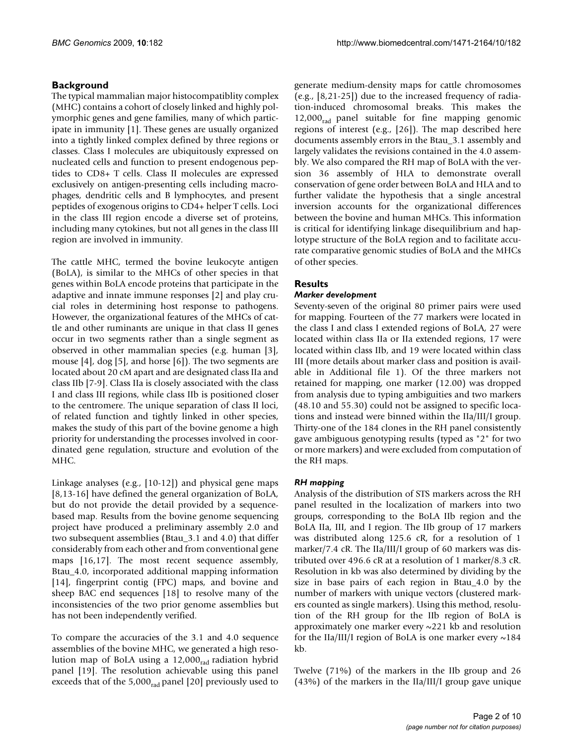## Background

The typical mammalian major histocompatiblity complex (MHC) contains a cohort of closely linked and highly polymorphic genes and gene families, many of which participate in immunity [1]. These genes are usually organized into a tightly linked complex defined by three regions or classes. Class I molecules are ubiquitously expressed on nucleated cells and function to present endogenous peptides to CD8+ T cells. Class II molecules are expressed exclusively on antigen-presenting cells including macrophages, dendritic cells and B lymphocytes, and present peptides of exogenous origins to CD4+ helper T cells. Loci in the class III region encode a diverse set of proteins, including many cytokines, but not all genes in the class III region are involved in immunity.

The cattle MHC, termed the bovine leukocyte antigen (BoLA), is similar to the MHCs of other species in that genes within BoLA encode proteins that participate in the adaptive and innate immune responses [2] and play crucial roles in determining host response to pathogens. However, the organizational features of the MHCs of cattle and other ruminants are unique in that class II genes occur in two segments rather than a single segment as observed in other mammalian species (e.g. human [3], mouse [4], dog [5], and horse [6]). The two segments are located about 20 cM apart and are designated class IIa and class IIb [7-9]. Class IIa is closely associated with the class I and class III regions, while class IIb is positioned closer to the centromere. The unique separation of class II loci, of related function and tightly linked in other species, makes the study of this part of the bovine genome a high priority for understanding the processes involved in coordinated gene regulation, structure and evolution of the MHC.

Linkage analyses (e.g., [10-12]) and physical gene maps [8,13-16] have defined the general organization of BoLA, but do not provide the detail provided by a sequence-based map. Results from the bovine genome sequencing project have produced a preliminary assembly 2.0 and two subsequent assemblies (Btau_3.1 and 4.0) that differ considerably from each other and from conventional gene maps [16,17]. The most recent sequence assembly, Btau_4.0, incorporated additional mapping information [14], fingerprint contig (FPC) maps, and bovine and sheep BAC end sequences [18] to resolve many of the inconsistencies of the two prior genome assemblies but has not been independently verified.

To compare the accuracies of the 3.1 and 4.0 sequence assemblies of the bovine MHC, we generated a high resolution map of BoLA using a $12,000_{rad}$ radiation hybrid panel [19]. The resolution achievable using this panel exceeds that of the $5,000_{rad}$ panel [20] previously used to generate medium-density maps for cattle chromosomes (e.g., [8,21-25]) due to the increased frequency of radiation-induced chromosomal breaks. This makes the $12,000_{rad}$ panel suitable for fine mapping genomic regions of interest (e.g., [26]). The map described here documents assembly errors in the Btau_3.1 assembly and largely validates the revisions contained in the 4.0 assembly. We also compared the RH map of BoLA with the version 36 assembly of HLA to demonstrate overall conservation of gene order between BoLA and HLA and to further validate the hypothesis that a single ancestral inversion accounts for the organizational differences between the bovine and human MHCs. This information is critical for identifying linkage disequilibrium and haplotype structure of the BoLA region and to facilitate accurate comparative genomic studies of BoLA and the MHCs of other species.

## Results

### *Marker development*

Seventy-seven of the original 80 primer pairs were used for mapping. Fourteen of the 77 markers were located in the class I and class I extended regions of BoLA, 27 were located within class IIa or IIa extended regions, 17 were located within class IIb, and 19 were located within class III (more details about marker class and position is available in Additional file 1). Of the three markers not retained for mapping, one marker (12.00) was dropped from analysis due to typing ambiguities and two markers (48.10 and 55.30) could not be assigned to specific locations and instead were binned within the IIa/III/I group. Thirty-one of the 184 clones in the RH panel consistently gave ambiguous genotyping results (typed as "2" for two or more markers) and were excluded from computation of the RH maps.

### *RH mapping*

Analysis of the distribution of STS markers across the RH panel resulted in the localization of markers into two groups, corresponding to the BoLA IIb region and the BoLA IIa, III, and I region. The IIb group of 17 markers was distributed along 125.6 cR, for a resolution of 1 marker/7.4 cR. The IIa/III/I group of 60 markers was distributed over 496.6 cR at a resolution of 1 marker/8.3 cR. Resolution in kb was also determined by dividing by the size in base pairs of each region in Btau_4.0 by the number of markers with unique vectors (clustered markers counted as single markers). Using this method, resolution of the RH group for the IIb region of BoLA is approximately one marker every ~221 kb and resolution for the IIa/III/I region of BoLA is one marker every ~184 kb.

Twelve (71%) of the markers in the IIb group and 26 (43%) of the markers in the IIa/III/I group gave unique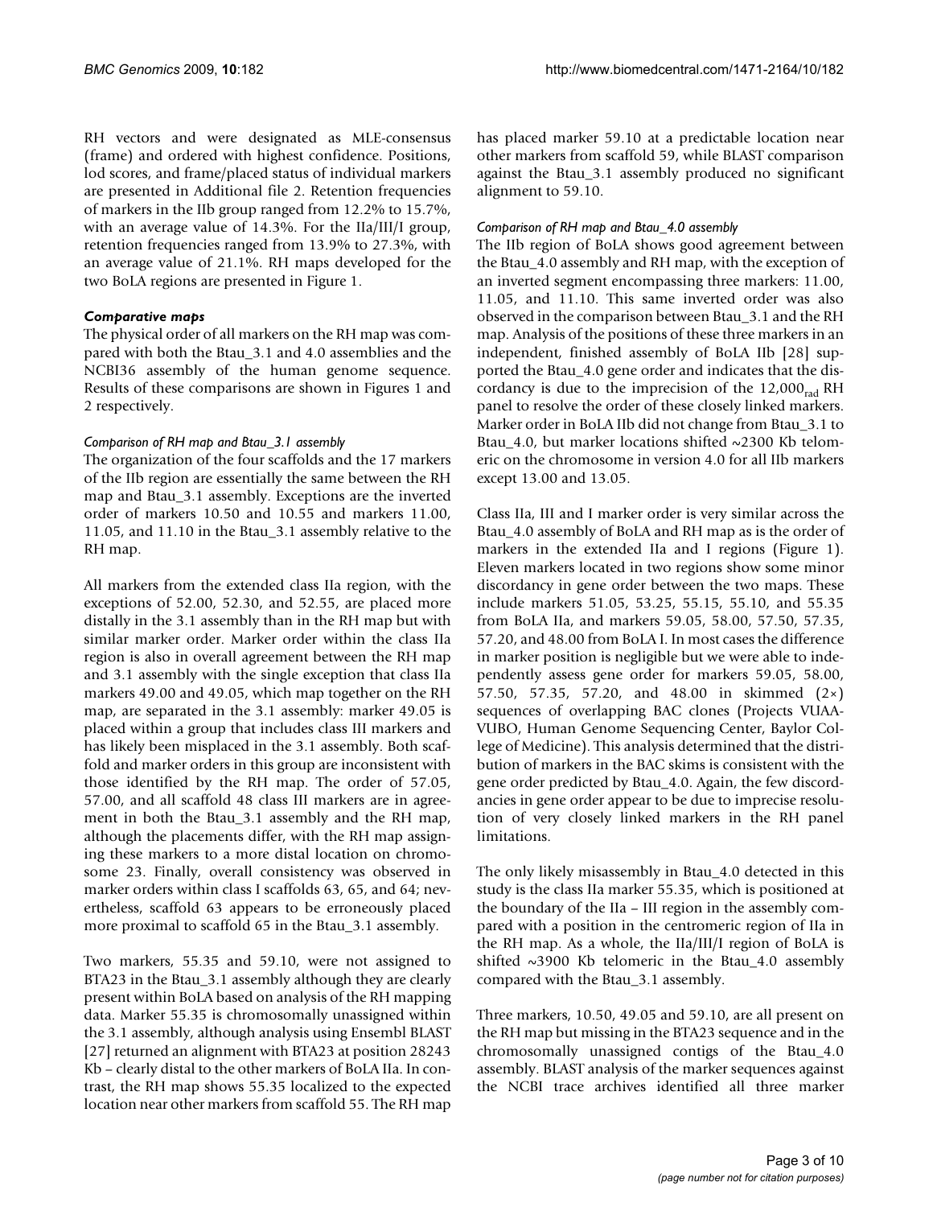RH vectors and were designated as MLE-consensus (frame) and ordered with highest confidence. Positions, lod scores, and frame/placed status of individual markers are presented in Additional file 2. Retention frequencies of markers in the IIb group ranged from 12.2% to 15.7%, with an average value of 14.3%. For the IIa/III/I group, retention frequencies ranged from 13.9% to 27.3%, with an average value of 21.1%. RH maps developed for the two BoLA regions are presented in Figure 1.

### *Comparative maps*

The physical order of all markers on the RH map was compared with both the Btau_3.1 and 4.0 assemblies and the NCBI36 assembly of the human genome sequence. Results of these comparisons are shown in Figures 1 and 2 respectively.

#### *Comparison of RH map and Btau_3.1 assembly*

The organization of the four scaffolds and the 17 markers of the IIb region are essentially the same between the RH map and Btau_3.1 assembly. Exceptions are the inverted order of markers 10.50 and 10.55 and markers 11.00, 11.05, and 11.10 in the Btau_3.1 assembly relative to the RH map.

All markers from the extended class IIa region, with the exceptions of 52.00, 52.30, and 52.55, are placed more distally in the 3.1 assembly than in the RH map but with similar marker order. Marker order within the class IIa region is also in overall agreement between the RH map and 3.1 assembly with the single exception that class IIa markers 49.00 and 49.05, which map together on the RH map, are separated in the 3.1 assembly: marker 49.05 is placed within a group that includes class III markers and has likely been misplaced in the 3.1 assembly. Both scaffold and marker orders in this group are inconsistent with those identified by the RH map. The order of 57.05, 57.00, and all scaffold 48 class III markers are in agreement in both the Btau_3.1 assembly and the RH map, although the placements differ, with the RH map assigning these markers to a more distal location on chromosome 23. Finally, overall consistency was observed in marker orders within class I scaffolds 63, 65, and 64; nevertheless, scaffold 63 appears to be erroneously placed more proximal to scaffold 65 in the Btau_3.1 assembly.

Two markers, 55.35 and 59.10, were not assigned to BTA23 in the Btau_3.1 assembly although they are clearly present within BoLA based on analysis of the RH mapping data. Marker 55.35 is chromosomally unassigned within the 3.1 assembly, although analysis using Ensembl BLAST [27] returned an alignment with BTA23 at position 28243 Kb – clearly distal to the other markers of BoLA IIa. In contrast, the RH map shows 55.35 localized to the expected location near other markers from scaffold 55. The RH map has placed marker 59.10 at a predictable location near other markers from scaffold 59, while BLAST comparison against the Btau_3.1 assembly produced no significant alignment to 59.10.

#### *Comparison of RH map and Btau_4.0 assembly*

The IIb region of BoLA shows good agreement between the Btau_4.0 assembly and RH map, with the exception of an inverted segment encompassing three markers: 11.00, 11.05, and 11.10. This same inverted order was also observed in the comparison between Btau_3.1 and the RH map. Analysis of the positions of these three markers in an independent, finished assembly of BoLA IIb [28] supported the Btau_4.0 gene order and indicates that the discordancy is due to the imprecision of the $12{,}000_{rad}$ RH panel to resolve the order of these closely linked markers. Marker order in BoLA IIb did not change from Btau_3.1 to Btau_4.0, but marker locations shifted ~2300 Kb telomeric on the chromosome in version 4.0 for all IIb markers except 13.00 and 13.05.

Class IIa, III and I marker order is very similar across the Btau_4.0 assembly of BoLA and RH map as is the order of markers in the extended IIa and I regions (Figure 1). Eleven markers located in two regions show some minor discordancy in gene order between the two maps. These include markers 51.05, 53.25, 55.15, 55.10, and 55.35 from BoLA IIa, and markers 59.05, 58.00, 57.50, 57.35, 57.20, and 48.00 from BoLA I. In most cases the difference in marker position is negligible but we were able to independently assess gene order for markers 59.05, 58.00, 57.50, 57.35, 57.20, and 48.00 in skimmed (2×) sequences of overlapping BAC clones (Projects VUAA-VUBO, Human Genome Sequencing Center, Baylor College of Medicine). This analysis determined that the distribution of markers in the BAC skims is consistent with the gene order predicted by Btau_4.0. Again, the few discordancies in gene order appear to be due to imprecise resolution of very closely linked markers in the RH panel limitations.

The only likely misassembly in Btau_4.0 detected in this study is the class IIa marker 55.35, which is positioned at the boundary of the IIa – III region in the assembly compared with a position in the centromeric region of IIa in the RH map. As a whole, the IIa/III/I region of BoLA is shifted ~3900 Kb telomeric in the Btau_4.0 assembly compared with the Btau_3.1 assembly.

Three markers, 10.50, 49.05 and 59.10, are all present on the RH map but missing in the BTA23 sequence and in the chromosomally unassigned contigs of the Btau_4.0 assembly. BLAST analysis of the marker sequences against the NCBI trace archives identified all three marker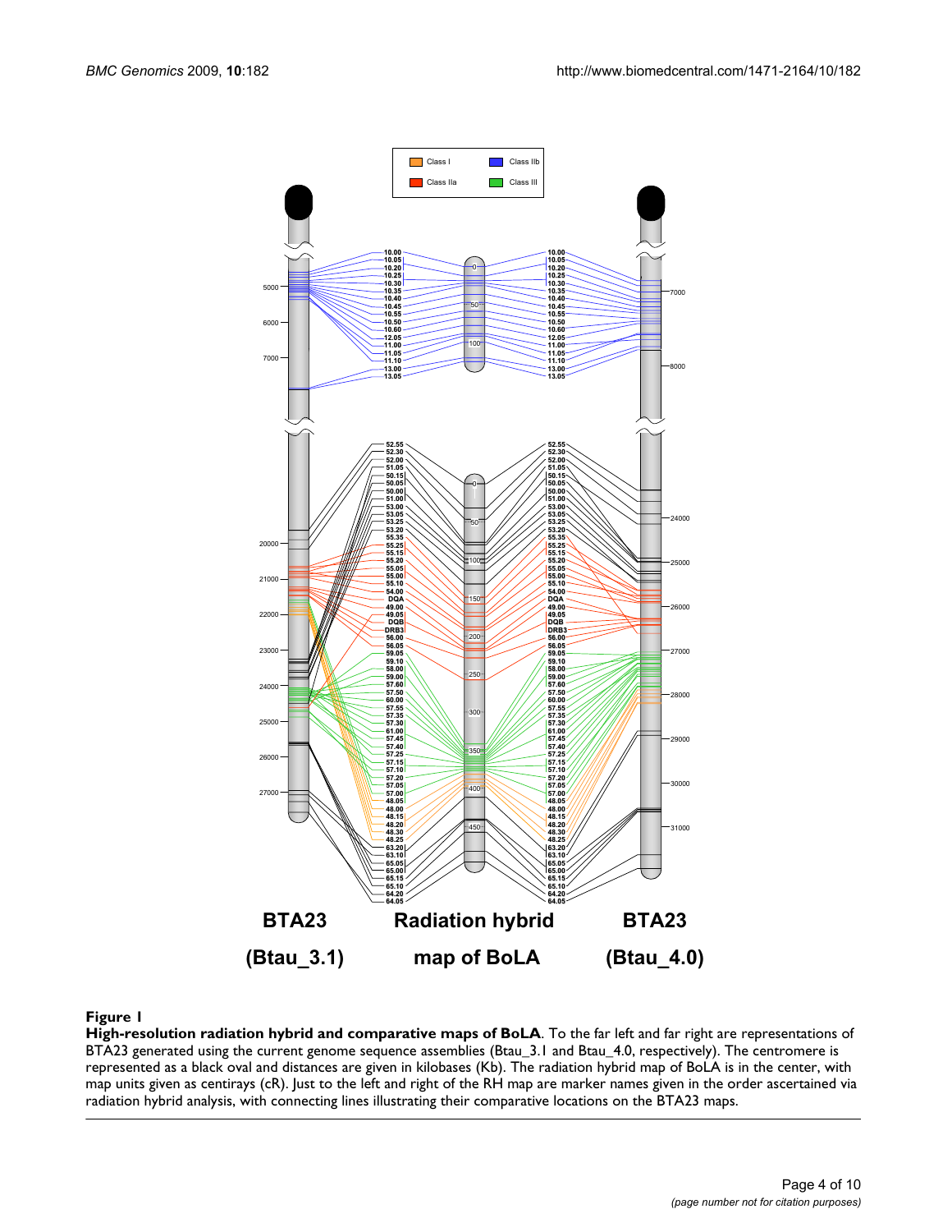**Figure 1**

**High-resolution radiation hybrid and comparative maps of BoLA**. To the far left and far right are representations of BTA23 generated using the current genome sequence assemblies (Btau_3.1 and Btau_4.0, respectively). The centromere is represented as a black oval and distances are given in kilobases (Kb). The radiation hybrid map of BoLA is in the center, with map units given as centirays (cR). Just to the left and right of the RH map are marker names given in the order ascertained via radiation hybrid analysis, with connecting lines illustrating their comparative locations on the BTA23 maps.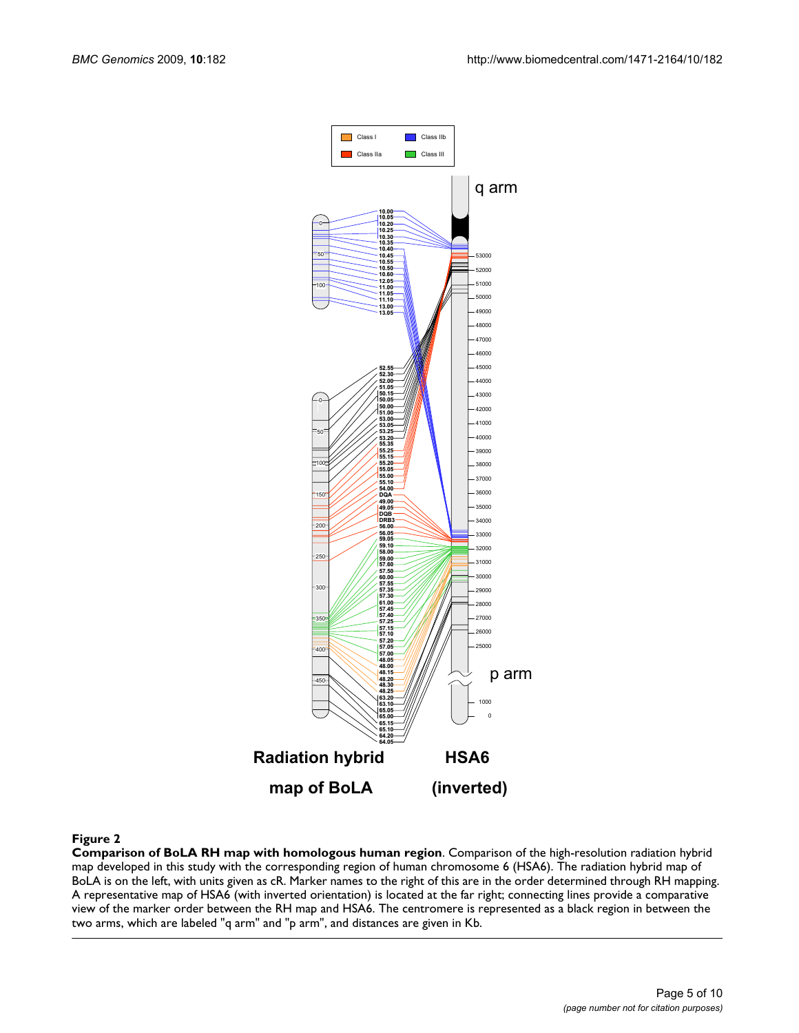**Figure 2**

**Comparison of BoLA RH map with homologous human region**. Comparison of the high-resolution radiation hybrid map developed in this study with the corresponding region of human chromosome 6 (HSA6). The radiation hybrid map of BoLA is on the left, with units given as cR. Marker names to the right of this are in the order determined through RH mapping. A representative map of HSA6 (with inverted orientation) is located at the far right; connecting lines provide a comparative view of the marker order between the RH map and HSA6. The centromere is represented as a black region in between the two arms, which are labeled "q arm" and "p arm", and distances are given in Kb.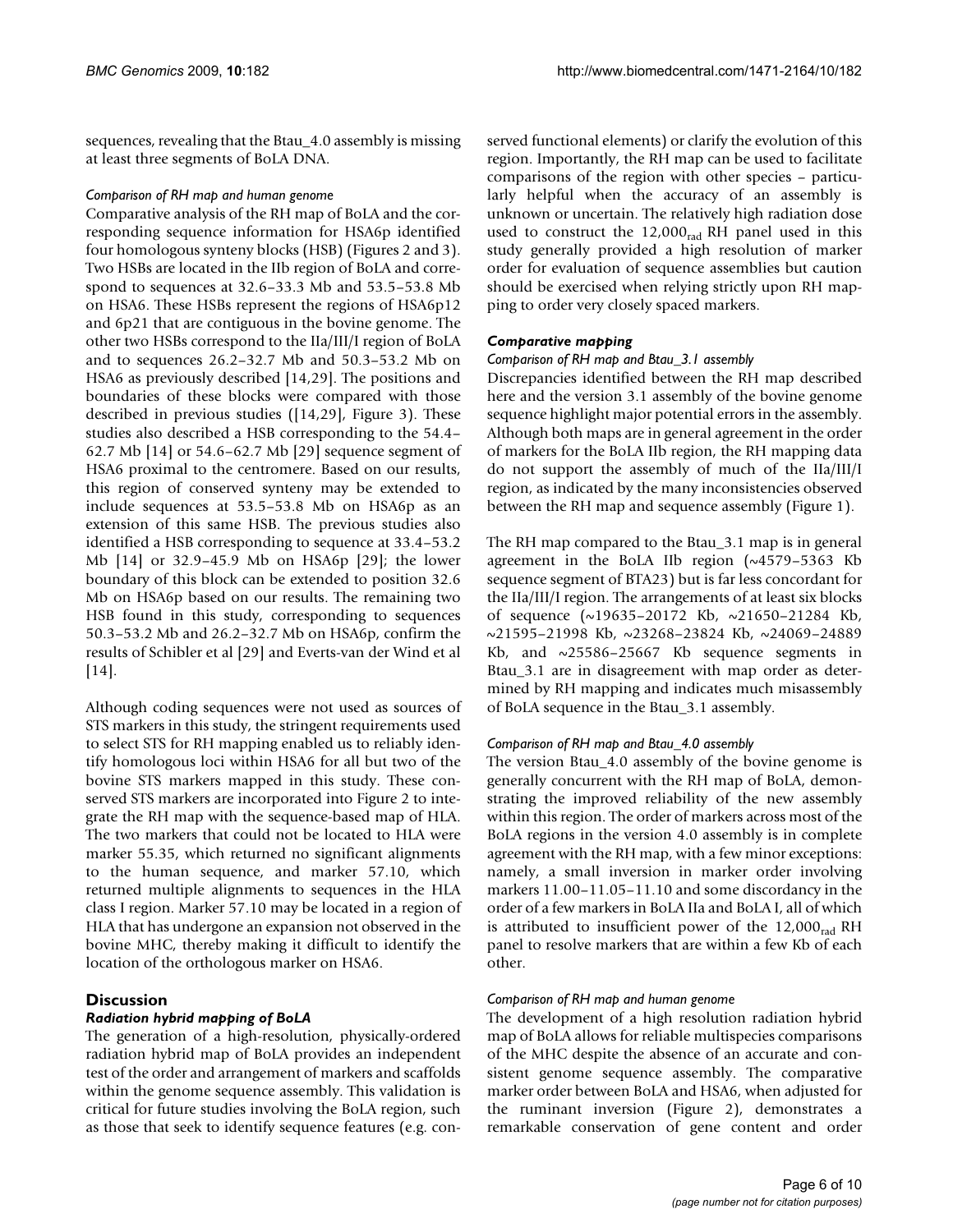sequences, revealing that the Btau_4.0 assembly is missing at least three segments of BoLA DNA.

#### *Comparison of RH map and human genome*

Comparative analysis of the RH map of BoLA and the corresponding sequence information for HSA6p identified four homologous synteny blocks (HSB) (Figures 2 and 3). Two HSBs are located in the IIb region of BoLA and correspond to sequences at 32.6–33.3 Mb and 53.5–53.8 Mb on HSA6. These HSBs represent the regions of HSA6p12 and 6p21 that are contiguous in the bovine genome. The other two HSBs correspond to the IIa/III/I region of BoLA and to sequences 26.2–32.7 Mb and 50.3–53.2 Mb on HSA6 as previously described [14,29]. The positions and boundaries of these blocks were compared with those described in previous studies ([14,29], Figure 3). These studies also described a HSB corresponding to the 54.4–62.7 Mb [14] or 54.6–62.7 Mb [29] sequence segment of HSA6 proximal to the centromere. Based on our results, this region of conserved synteny may be extended to include sequences at 53.5–53.8 Mb on HSA6p as an extension of this same HSB. The previous studies also identified a HSB corresponding to sequence at 33.4–53.2 Mb [14] or 32.9–45.9 Mb on HSA6p [29]; the lower boundary of this block can be extended to position 32.6 Mb on HSA6p based on our results. The remaining two HSB found in this study, corresponding to sequences 50.3–53.2 Mb and 26.2–32.7 Mb on HSA6p, confirm the results of Schibler et al [29] and Everts-van der Wind et al [14].

Although coding sequences were not used as sources of STS markers in this study, the stringent requirements used to select STS for RH mapping enabled us to reliably identify homologous loci within HSA6 for all but two of the bovine STS markers mapped in this study. These conserved STS markers are incorporated into Figure 2 to integrate the RH map with the sequence-based map of HLA. The two markers that could not be located to HLA were marker 55.35, which returned no significant alignments to the human sequence, and marker 57.10, which returned multiple alignments to sequences in the HLA class I region. Marker 57.10 may be located in a region of HLA that has undergone an expansion not observed in the bovine MHC, thereby making it difficult to identify the location of the orthologous marker on HSA6.

## Discussion

### *Radiation hybrid mapping of BoLA*

The generation of a high-resolution, physically-ordered radiation hybrid map of BoLA provides an independent test of the order and arrangement of markers and scaffolds within the genome sequence assembly. This validation is critical for future studies involving the BoLA region, such as those that seek to identify sequence features (e.g. conserved functional elements) or clarify the evolution of this region. Importantly, the RH map can be used to facilitate comparisons of the region with other species – particularly helpful when the accuracy of an assembly is unknown or uncertain. The relatively high radiation dose used to construct the $12,000_{rad}$ RH panel used in this study generally provided a high resolution of marker order for evaluation of sequence assemblies but caution should be exercised when relying strictly upon RH mapping to order very closely spaced markers.

### *Comparative mapping*

#### *Comparison of RH map and Btau_3.1 assembly*

Discrepancies identified between the RH map described here and the version 3.1 assembly of the bovine genome sequence highlight major potential errors in the assembly. Although both maps are in general agreement in the order of markers for the BoLA IIb region, the RH mapping data do not support the assembly of much of the IIa/III/I region, as indicated by the many inconsistencies observed between the RH map and sequence assembly (Figure 1).

The RH map compared to the Btau_3.1 map is in general agreement in the BoLA IIb region (~4579–5363 Kb sequence segment of BTA23) but is far less concordant for the IIa/III/I region. The arrangements of at least six blocks of sequence (~19635–20172 Kb, ~21650–21284 Kb, ~21595–21998 Kb, ~23268–23824 Kb, ~24069–24889 Kb, and ~25586–25667 Kb sequence segments in Btau_3.1 are in disagreement with map order as determined by RH mapping and indicates much misassembly of BoLA sequence in the Btau_3.1 assembly.

#### *Comparison of RH map and Btau_4.0 assembly*

The version Btau_4.0 assembly of the bovine genome is generally concurrent with the RH map of BoLA, demonstrating the improved reliability of the new assembly within this region. The order of markers across most of the BoLA regions in the version 4.0 assembly is in complete agreement with the RH map, with a few minor exceptions: namely, a small inversion in marker order involving markers 11.00–11.05–11.10 and some discordancy in the order of a few markers in BoLA IIa and BoLA I, all of which is attributed to insufficient power of the $12,000_{rad}$ RH panel to resolve markers that are within a few Kb of each other.

#### *Comparison of RH map and human genome*

The development of a high resolution radiation hybrid map of BoLA allows for reliable multispecies comparisons of the MHC despite the absence of an accurate and consistent genome sequence assembly. The comparative marker order between BoLA and HSA6, when adjusted for the ruminant inversion (Figure 2), demonstrates a remarkable conservation of gene content and order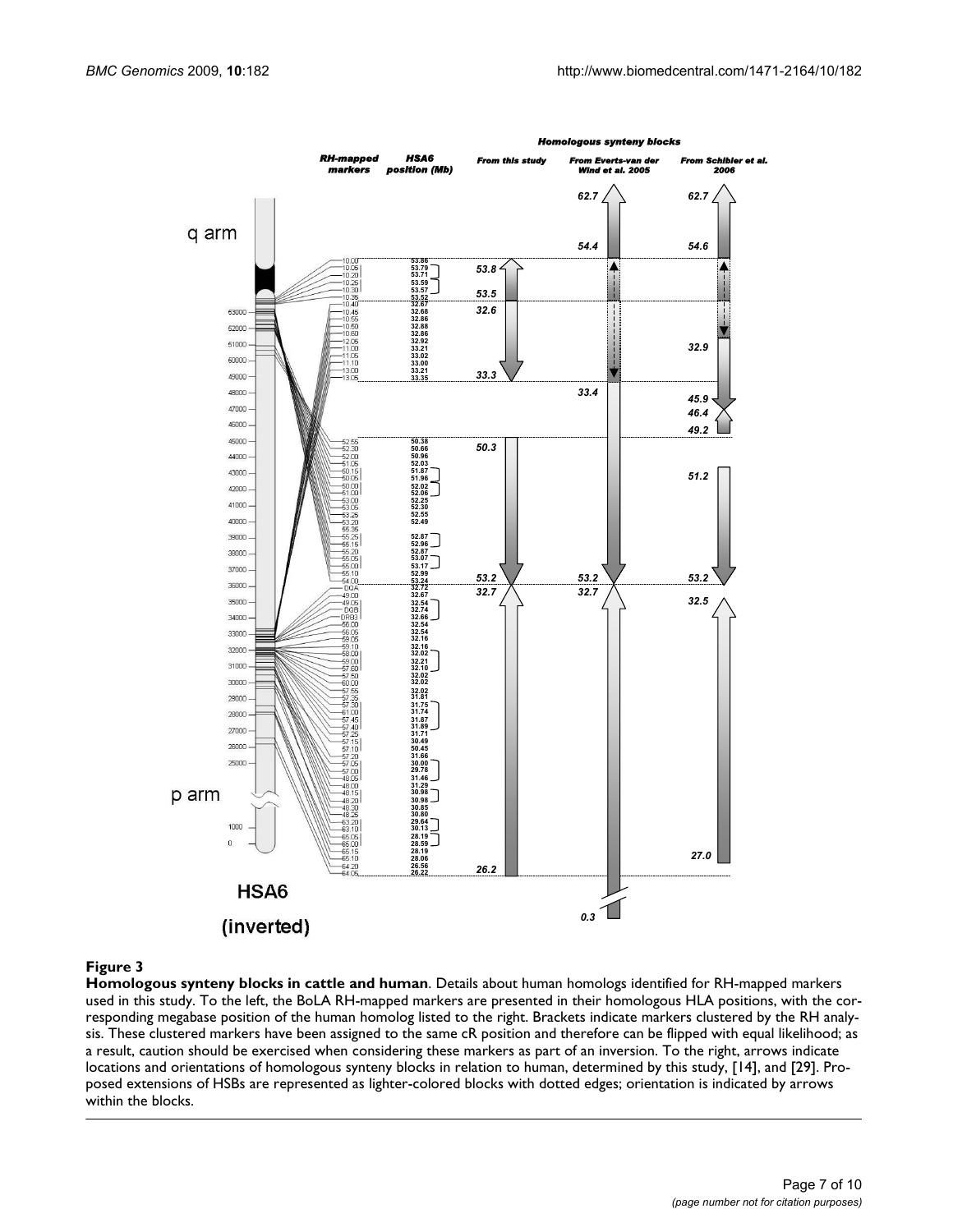**Figure 3**

**Homologous synteny blocks in cattle and human**. Details about human homologs identified for RH-mapped markers used in this study. To the left, the BoLA RH-mapped markers are presented in their homologous HLA positions, with the corresponding megabase position of the human homolog listed to the right. Brackets indicate markers clustered by the RH analysis. These clustered markers have been assigned to the same cR position and therefore can be flipped with equal likelihood; as a result, caution should be exercised when considering these markers as part of an inversion. To the right, arrows indicate locations and orientations of homologous synteny blocks in relation to human, determined by this study, [14], and [29]. Proposed extensions of HSBs are represented as lighter-colored blocks with dotted edges; orientation is indicated by arrows within the blocks.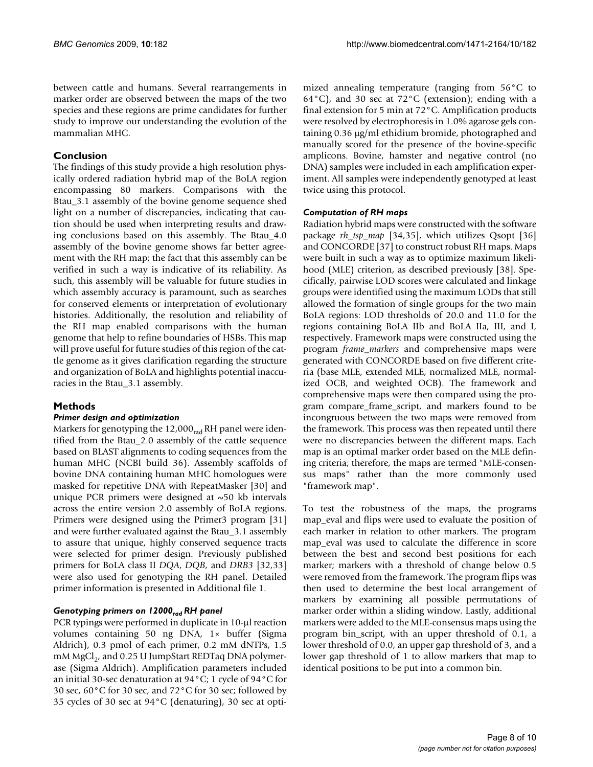between cattle and humans. Several rearrangements in marker order are observed between the maps of the two species and these regions are prime candidates for further study to improve our understanding the evolution of the mammalian MHC.

## Conclusion

The findings of this study provide a high resolution physically ordered radiation hybrid map of the BoLA region encompassing 80 markers. Comparisons with the Btau_3.1 assembly of the bovine genome sequence shed light on a number of discrepancies, indicating that caution should be used when interpreting results and drawing conclusions based on this assembly. The Btau_4.0 assembly of the bovine genome shows far better agreement with the RH map; the fact that this assembly can be verified in such a way is indicative of its reliability. As such, this assembly will be valuable for future studies in which assembly accuracy is paramount, such as searches for conserved elements or interpretation of evolutionary histories. Additionally, the resolution and reliability of the RH map enabled comparisons with the human genome that help to refine boundaries of HSBs. This map will prove useful for future studies of this region of the cattle genome as it gives clarification regarding the structure and organization of BoLA and highlights potential inaccuracies in the Btau_3.1 assembly.

## Methods

### *Primer design and optimization*

Markers for genotyping the $12{,}000_{rad}$ RH panel were identified from the Btau_2.0 assembly of the cattle sequence based on BLAST alignments to coding sequences from the human MHC (NCBI build 36). Assembly scaffolds of bovine DNA containing human MHC homologues were masked for repetitive DNA with RepeatMasker [30] and unique PCR primers were designed at ~50 kb intervals across the entire version 2.0 assembly of BoLA regions. Primers were designed using the Primer3 program [31] and were further evaluated against the Btau_3.1 assembly to assure that unique, highly conserved sequence tracts were selected for primer design. Previously published primers for BoLA class II *DQA*, *DQB*, and *DRB3* [32,33] were also used for genotyping the RH panel. Detailed primer information is presented in Additional file 1.

### *Genotyping primers on $12000_{rad}$ RH panel*

PCR typings were performed in duplicate in 10-μl reaction volumes containing 50 ng DNA, 1× buffer (Sigma Aldrich), 0.3 pmol of each primer, 0.2 mM dNTPs, 1.5 mM $MgCl_2$, and 0.25 U JumpStart REDTaq DNA polymerase (Sigma Aldrich). Amplification parameters included an initial 30-sec denaturation at 94°C; 1 cycle of 94°C for 30 sec, 60°C for 30 sec, and 72°C for 30 sec; followed by 35 cycles of 30 sec at 94°C (denaturing), 30 sec at optimized annealing temperature (ranging from 56°C to 64°C), and 30 sec at 72°C (extension); ending with a final extension for 5 min at 72°C. Amplification products were resolved by electrophoresis in 1.0% agarose gels containing 0.36 μg/ml ethidium bromide, photographed and manually scored for the presence of the bovine-specific amplicons. Bovine, hamster and negative control (no DNA) samples were included in each amplification experiment. All samples were independently genotyped at least twice using this protocol.

### *Computation of RH maps*

Radiation hybrid maps were constructed with the software package *rh_tsp_map* [34,35], which utilizes Qsopt [36] and CONCORDE [37] to construct robust RH maps. Maps were built in such a way as to optimize maximum likelihood (MLE) criterion, as described previously [38]. Specifically, pairwise LOD scores were calculated and linkage groups were identified using the maximum LODs that still allowed the formation of single groups for the two main BoLA regions: LOD thresholds of 20.0 and 11.0 for the regions containing BoLA IIb and BoLA IIa, III, and I, respectively. Framework maps were constructed using the program *frame_markers* and comprehensive maps were generated with CONCORDE based on five different criteria (base MLE, extended MLE, normalized MLE, normalized OCB, and weighted OCB). The framework and comprehensive maps were then compared using the program compare_frame_script, and markers found to be incongruous between the two maps were removed from the framework. This process was then repeated until there were no discrepancies between the different maps. Each map is an optimal marker order based on the MLE defining criteria; therefore, the maps are termed "MLE-consensus maps" rather than the more commonly used "framework map".

To test the robustness of the maps, the programs map_eval and flips were used to evaluate the position of each marker in relation to other markers. The program map_eval was used to calculate the difference in score between the best and second best positions for each marker; markers with a threshold of change below 0.5 were removed from the framework. The program flips was then used to determine the best local arrangement of markers by examining all possible permutations of marker order within a sliding window. Lastly, additional markers were added to the MLE-consensus maps using the program bin_script, with an upper threshold of 0.1, a lower threshold of 0.0, an upper gap threshold of 3, and a lower gap threshold of 1 to allow markers that map to identical positions to be put into a common bin.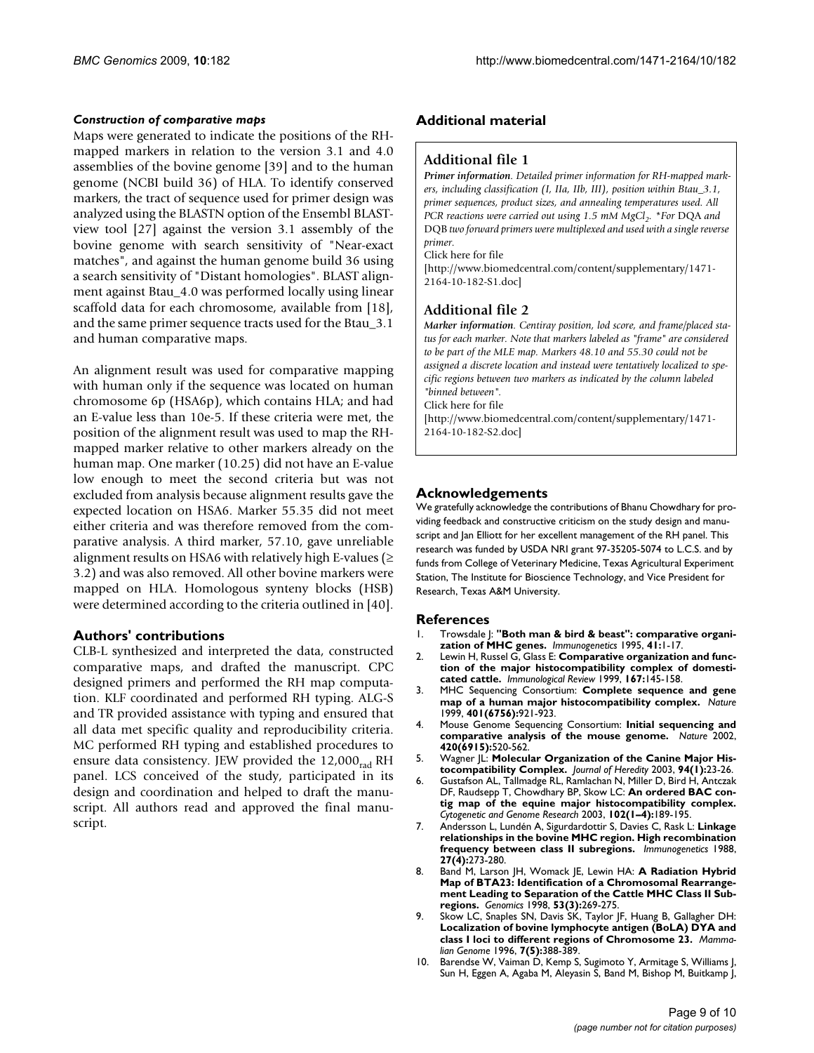#### *Construction of comparative maps*

Maps were generated to indicate the positions of the RH-mapped markers in relation to the version 3.1 and 4.0 assemblies of the bovine genome [39] and to the human genome (NCBI build 36) of HLA. To identify conserved markers, the tract of sequence used for primer design was analyzed using the BLASTN option of the Ensembl BLAST-view tool [27] against the version 3.1 assembly of the bovine genome with search sensitivity of "Near-exact matches", and against the human genome build 36 using a search sensitivity of "Distant homologies". BLAST alignment against Btau_4.0 was performed locally using linear scaffold data for each chromosome, available from [18], and the same primer sequence tracts used for the Btau_3.1 and human comparative maps.

An alignment result was used for comparative mapping with human only if the sequence was located on human chromosome 6p (HSA6p), which contains HLA; and had an E-value less than 10e-5. If these criteria were met, the position of the alignment result was used to map the RH-mapped marker relative to other markers already on the human map. One marker (10.25) did not have an E-value low enough to meet the second criteria but was not excluded from analysis because alignment results gave the expected location on HSA6. Marker 55.35 did not meet either criteria and was therefore removed from the comparative analysis. A third marker, 57.10, gave unreliable alignment results on HSA6 with relatively high E-values (≥ 3.2) and was also removed. All other bovine markers were mapped on HLA. Homologous synteny blocks (HSB) were determined according to the criteria outlined in [40].

## Authors' contributions

CLB-L synthesized and interpreted the data, constructed comparative maps, and drafted the manuscript. CPC designed primers and performed the RH map computation. KLF coordinated and performed RH typing. ALG-S and TR provided assistance with typing and ensured that all data met specific quality and reproducibility criteria. MC performed RH typing and established procedures to ensure data consistency. JEW provided the $12{,}000_{rad}$ RH panel. LCS conceived of the study, participated in its design and coordination and helped to draft the manuscript. All authors read and approved the final manuscript.

## Additional material

### Additional file 1

***Primer information****. Detailed primer information for RH-mapped markers, including classification (I, IIa, IIb, III), position within Btau_3.1, primer sequences, product sizes, and annealing temperatures used. All PCR reactions were carried out using 1.5 mM $MgCl_2$. *For DQA and DQB two forward primers were multiplexed and used with a single reverse primer.*

Click here for file

[http://www.biomedcentral.com/content/supplementary/1471-2164-10-182-S1.doc]

### Additional file 2

***Marker information****. Centiray position, lod score, and frame/placed status for each marker. Note that markers labeled as "frame" are considered to be part of the MLE map. Markers 48.10 and 55.30 could not be assigned a discrete location and instead were tentatively localized to specific regions between two markers as indicated by the column labeled "binned between".*

Click here for file

[http://www.biomedcentral.com/content/supplementary/1471-2164-10-182-S2.doc]

## Acknowledgements

We gratefully acknowledge the contributions of Bhanu Chowdhary for providing feedback and constructive criticism on the study design and manuscript and Jan Elliott for her excellent management of the RH panel. This research was funded by USDA NRI grant 97-35205-5074 to L.C.S. and by funds from College of Veterinary Medicine, Texas Agricultural Experiment Station, The Institute for Bioscience Technology, and Vice President for Research, Texas A&M University.

## References

1. Trowsdale J: **"Both man & bird & beast": comparative organization of MHC genes.** *Immunogenetics* 1995, **41:**1-17.
2. Lewin H, Russel G, Glass E: **Comparative organization and function of the major histocompatibility complex of domesticated cattle.** *Immunological Review* 1999, **167:**145-158.
3. MHC Sequencing Consortium: **Complete sequence and gene map of a human major histocompatibility complex.** *Nature* 1999, **401(6756):**921-923.
4. Mouse Genome Sequencing Consortium: **Initial sequencing and comparative analysis of the mouse genome.** *Nature* 2002, **420(6915):**520-562.
5. Wagner JL: **Molecular Organization of the Canine Major Histocompatibility Complex.** *Journal of Heredity* 2003, **94(1):**23-26.
6. Gustafson AL, Tallmadge RL, Ramlachan N, Miller D, Bird H, Antczak DF, Raudsepp T, Chowdhary BP, Skow LC: **An ordered BAC contig map of the equine major histocompatibility complex.** *Cytogenetic and Genome Research* 2003, **102(1–4):**189-195.
7. Andersson L, Lundén A, Sigurdardottir S, Davies C, Rask L: **Linkage relationships in the bovine MHC region. High recombination frequency between class II subregions.** *Immunogenetics* 1988, **27(4):**273-280.
8. Band M, Larson JH, Womack JE, Lewin HA: **A Radiation Hybrid Map of BTA23: Identification of a Chromosomal Rearrangement Leading to Separation of the Cattle MHC Class II Subregions.** *Genomics* 1998, **53(3):**269-275.
9. Skow LC, Snaples SN, Davis SK, Taylor JF, Huang B, Gallagher DH: **Localization of bovine lymphocyte antigen (BoLA) DYA and class I loci to different regions of Chromosome 23.** *Mammalian Genome* 1996, **7(5):**388-389.
10. Barendse W, Vaiman D, Kemp S, Sugimoto Y, Armitage S, Williams J, Sun H, Eggen A, Agaba M, Aleyasin S, Band M, Bishop M, Buitkamp J,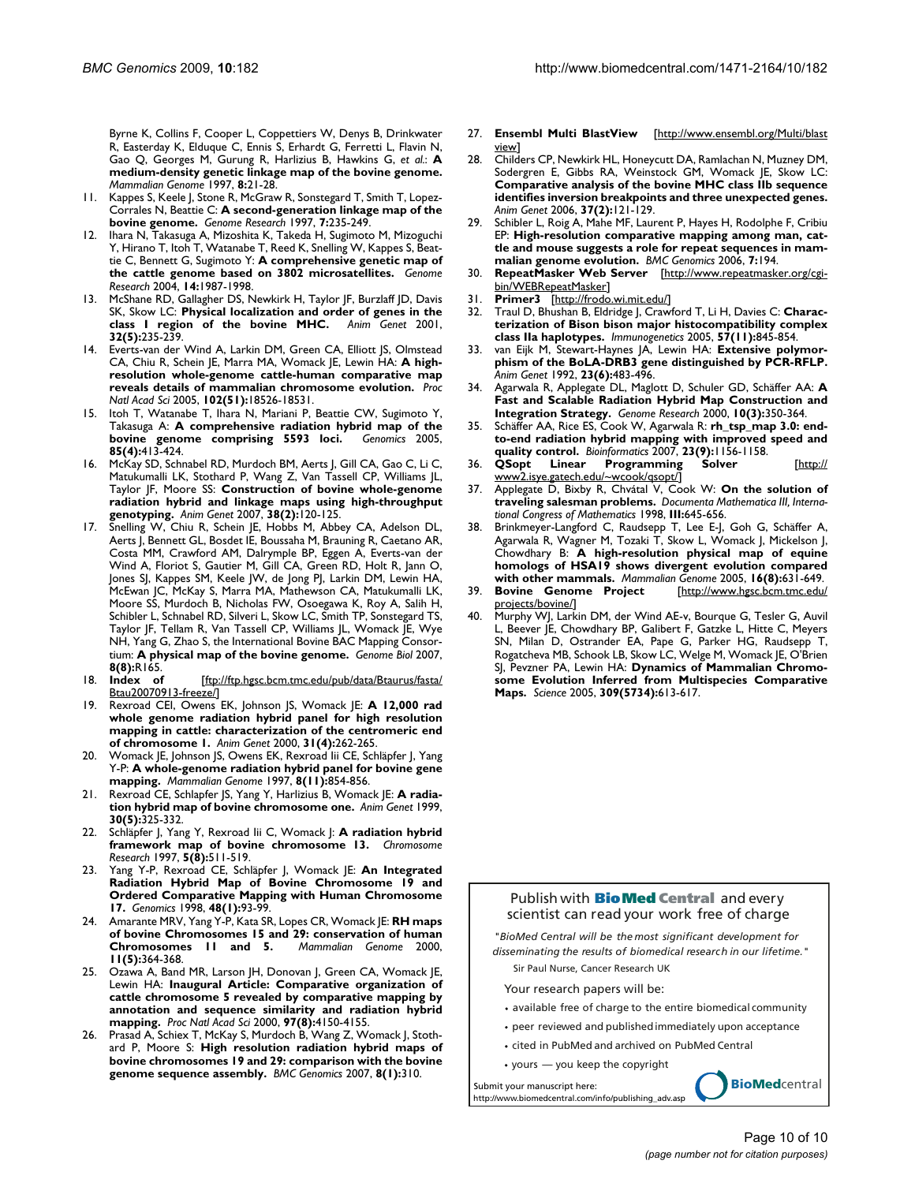Byrne K, Collins F, Cooper L, Coppettiers W, Denys B, Drinkwater R, Easterday K, Elduque C, Ennis S, Erhardt G, Ferretti L, Flavin N, Gao Q, Georges M, Gurung R, Harlizius B, Hawkins G, *et al.*: **A medium-density genetic linkage map of the bovine genome.** *Mammalian Genome* 1997, **8:**21-28.

11. Kappes S, Keele J, Stone R, McGraw R, Sonstegard T, Smith T, Lopez-Corrales N, Beattie C: **A second-generation linkage map of the bovine genome.** *Genome Research* 1997, **7:**235-249.
12. Ihara N, Takasuga A, Mizoshita K, Takeda H, Sugimoto M, Mizoguchi Y, Hirano T, Itoh T, Watanabe T, Reed K, Snelling W, Kappes S, Beattie C, Bennett G, Sugimoto Y: **A comprehensive genetic map of the cattle genome based on 3802 microsatellites.** *Genome Research* 2004, **14:**1987-1998.
13. McShane RD, Gallagher DS, Newkirk H, Taylor JF, Burzlaff JD, Davis SK, Skow LC: **Physical localization and order of genes in the class I region of the bovine MHC.** *Anim Genet* 2001, **32(5):**235-239.
14. Everts-van der Wind A, Larkin DM, Green CA, Elliott JS, Olmstead CA, Chiu R, Schein JE, Marra MA, Womack JE, Lewin HA: **A high-resolution whole-genome cattle-human comparative map reveals details of mammalian chromosome evolution.** *Proc Natl Acad Sci* 2005, **102(51):**18526-18531.
15. Itoh T, Watanabe T, Ihara N, Mariani P, Beattie CW, Sugimoto Y, Takasuga A: **A comprehensive radiation hybrid map of the bovine genome comprising 5593 loci.** *Genomics* 2005, **85(4):**413-424.
16. McKay SD, Schnabel RD, Murdoch BM, Aerts J, Gill CA, Gao C, Li C, Matukumalli LK, Stothard P, Wang Z, Van Tassell CP, Williams JL, Taylor JF, Moore SS: **Construction of bovine whole-genome radiation hybrid and linkage maps using high-throughput genotyping.** *Anim Genet* 2007, **38(2):**120-125.
17. Snelling W, Chiu R, Schein JE, Hobbs M, Abbey CA, Adelson DL, Aerts J, Bennett GL, Bosdet IE, Boussaha M, Brauning R, Caetano AR, Costa MM, Crawford AM, Dalrymple BP, Eggen A, Everts-van der Wind A, Floriot S, Gautier M, Gill CA, Green RD, Holt R, Jann O, Jones SJ, Kappes SM, Keele JW, de Jong PJ, Larkin DM, Lewin HA, McEwan JC, McKay S, Marra MA, Mathewson CA, Matukumalli LK, Moore SS, Murdoch B, Nicholas FW, Osoegawa K, Roy A, Salih H, Schibler L, Schnabel RD, Silveri L, Skow LC, Smith TP, Sonstegard TS, Taylor JF, Tellam R, Van Tassell CP, Williams JL, Womack JE, Wye NH, Yang G, Zhao S, the International Bovine BAC Mapping Consortium: **A physical map of the bovine genome.** *Genome Biol* 2007, **8(8):**R165.
18. **Index of** [ftp://ftp.hgsc.bcm.tmc.edu/pub/data/Btaurus/fasta/Btau20070913-freeze/]
19. Rexroad CEI, Owens EK, Johnson JS, Womack JE: **A 12,000 rad whole genome radiation hybrid panel for high resolution mapping in cattle: characterization of the centromeric end of chromosome 1.** *Anim Genet* 2000, **31(4):**262-265.
20. Womack JE, Johnson JS, Owens EK, Rexroad Iii CE, Schläpfer J, Yang Y-P: **A whole-genome radiation hybrid panel for bovine gene mapping.** *Mammalian Genome* 1997, **8(11):**854-856.
21. Rexroad CE, Schlapfer JS, Yang Y, Harlizius B, Womack JE: **A radiation hybrid map of bovine chromosome one.** *Anim Genet* 1999, **30(5):**325-332.
22. Schläpfer J, Yang Y, Rexroad Iii C, Womack J: **A radiation hybrid framework map of bovine chromosome 13.** *Chromosome Research* 1997, **5(8):**511-519.
23. Yang Y-P, Rexroad CE, Schläpfer J, Womack JE: **An Integrated Radiation Hybrid Map of Bovine Chromosome 19 and Ordered Comparative Mapping with Human Chromosome 17.** *Genomics* 1998, **48(1):**93-99.
24. Amarante MRV, Yang Y-P, Kata SR, Lopes CR, Womack JE: **RH maps of bovine Chromosomes 15 and 29: conservation of human Chromosomes 11 and 5.** *Mammalian Genome* 2000, **11(5):**364-368.
25. Ozawa A, Band MR, Larson JH, Donovan J, Green CA, Womack JE, Lewin HA: **Inaugural Article: Comparative organization of cattle chromosome 5 revealed by comparative mapping by annotation and sequence similarity and radiation hybrid mapping.** *Proc Natl Acad Sci* 2000, **97(8):**4150-4155.
26. Prasad A, Schiex T, McKay S, Murdoch B, Wang Z, Womack J, Stothard P, Moore S: **High resolution radiation hybrid maps of bovine chromosomes 19 and 29: comparison with the bovine genome sequence assembly.** *BMC Genomics* 2007, **8(1):**310.
27. **Ensembl Multi BlastView** [http://www.ensembl.org/Multi/blastview]
28. Childers CP, Newkirk HL, Honeycutt DA, Ramlachan N, Muzney DM, Sodergren E, Gibbs RA, Weinstock GM, Womack JE, Skow LC: **Comparative analysis of the bovine MHC class IIb sequence identifies inversion breakpoints and three unexpected genes.** *Anim Genet* 2006, **37(2):**121-129.
29. Schibler L, Roig A, Mahe MF, Laurent P, Hayes H, Rodolphe F, Cribiu EP: **High-resolution comparative mapping among man, cattle and mouse suggests a role for repeat sequences in mammalian genome evolution.** *BMC Genomics* 2006, **7:**194.
30. **RepeatMasker Web Server** [http://www.repeatmasker.org/cgi-bin/WEBRepeatMasker]
31. **Primer3** [http://frodo.wi.mit.edu/]
32. Traul D, Bhushan B, Eldridge J, Crawford T, Li H, Davies C: **Characterization of Bison bison major histocompatibility complex class IIa haplotypes.** *Immunogenetics* 2005, **57(11):**845-854.
33. van Eijk M, Stewart-Haynes JA, Lewin HA: **Extensive polymorphism of the BoLA-DRB3 gene distinguished by PCR-RFLP.** *Anim Genet* 1992, **23(6):**483-496.
34. Agarwala R, Applegate DL, Maglott D, Schuler GD, Schäffer AA: **A Fast and Scalable Radiation Hybrid Map Construction and Integration Strategy.** *Genome Research* 2000, **10(3):**350-364.
35. Schäffer AA, Rice ES, Cook W, Agarwala R: **rh_tsp_map 3.0: end-to-end radiation hybrid mapping with improved speed and quality control.** *Bioinformatics* 2007, **23(9):**1156-1158.
36. **QSopt Linear Programming Solver** [http://www2.isye.gatech.edu/~wcook/qsopt/]
37. Applegate D, Bixby R, Chvátal V, Cook W: **On the solution of traveling salesman problems.** *Documenta Mathematica III, International Congress of Mathematics* 1998, **III:**645-656.
38. Brinkmeyer-Langford C, Raudsepp T, Lee E-J, Goh G, Schäffer A, Agarwala R, Wagner M, Tozaki T, Skow L, Womack J, Mickelson J, Chowdhary B: **A high-resolution physical map of equine homologs of HSA19 shows divergent evolution compared with other mammals.** *Mammalian Genome* 2005, **16(8):**631-649.
39. **Bovine Genome Project** [http://www.hgsc.bcm.tmc.edu/projects/bovine/]
40. Murphy WJ, Larkin DM, der Wind AE-v, Bourque G, Tesler G, Auvil L, Beever JE, Chowdhary BP, Galibert F, Gatzke L, Hitte C, Meyers SN, Milan D, Ostrander EA, Pape G, Parker HG, Raudsepp T, Rogatcheva MB, Schook LB, Skow LC, Welge M, Womack JE, O'Brien SJ, Pevzner PA, Lewin HA: **Dynamics of Mammalian Chromosome Evolution Inferred from Multispecies Comparative Maps.** *Science* 2005, **309(5734):**613-617.

Publish with **BioMed Central** and every scientist can read your work free of charge

*"BioMed Central will be the most significant development for disseminating the results of biomedical research in our lifetime."*

Sir Paul Nurse, Cancer Research UK

Your research papers will be:

- available free of charge to the entire biomedical community
- peer reviewed and published immediately upon acceptance
- cited in PubMed and archived on PubMed Central
- yours — you keep the copyright

Submit your manuscript here:
http://www.biomedcentral.com/info/publishing_adv.asp

BioMedcentral